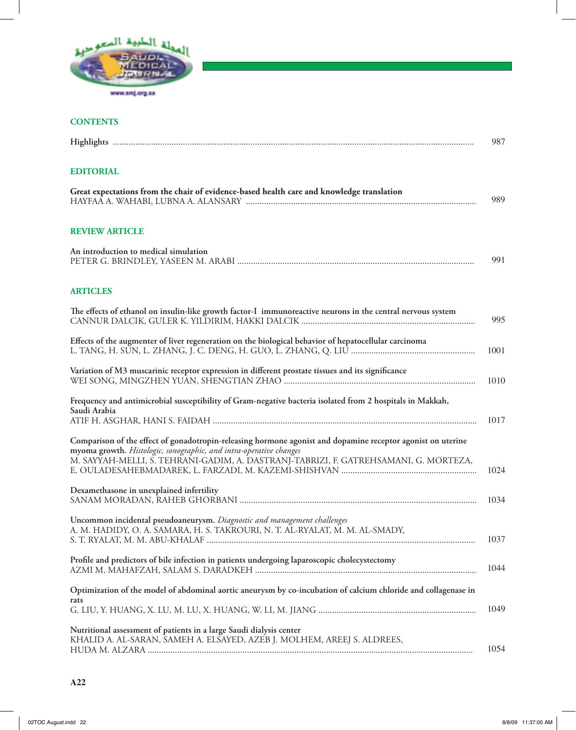## CONTENTS

**Highlights** ............................................................................................. 987

## EDITORIAL

**Great expectations from the chair of evidence-based health care and knowledge translation**
HAYFAA A. WAHABI, LUBNA A. ALANSARY ............................................................. 989

## REVIEW ARTICLE

**An introduction to medical simulation**
PETER G. BRINDLEY, YASEEN M. ARABI ............................................................. 991

## ARTICLES

**The effects of ethanol on insulin-like growth factor-I immunoreactive neurons in the central nervous system**
CANNUR DALCIK, GULER K. YILDIRIM, HAKKI DALCIK ............................................................. 995

**Effects of the augmenter of liver regeneration on the biological behavior of hepatocellular carcinoma**
L. TANG, H. SUN, L. ZHANG, J. C. DENG, H. GUO, L. ZHANG, Q. LIU ............................................................. 1001

**Variation of M3 muscarinic receptor expression in different prostate tissues and its significance**
WEI SONG, MINGZHEN YUAN, SHENGTIAN ZHAO ............................................................. 1010

**Frequency and antimicrobial susceptibility of Gram-negative bacteria isolated from 2 hospitals in Makkah, Saudi Arabia**
ATIF H. ASGHAR, HANI S. FAIDAH ............................................................. 1017

**Comparison of the effect of gonadotropin-releasing hormone agonist and dopamine receptor agonist on uterine myoma growth.** *Histologic, sonographic, and intra-operative changes*
M. SAYYAH-MELLI, S. TEHRANI-GADIM, A. DASTRANJ-TABRIZI, F. GATREHSAMANI, G. MORTEZA, E. OULADESAHEBMADAREK, L. FARZADI, M. KAZEMI-SHISHVAN ............................................................. 1024

**Dexamethasone in unexplained infertility**
SANAM MORADAN, RAHEB GHORBANI ............................................................. 1034

**Uncommon incidental pseudoaneurysm.** *Diagnostic and management challenges*
A. M. HADIDY, O. A. SAMARA, H. S. TAKROURI, N. T. AL-RYALAT, M. M. AL-SMADY, S. T. RYALAT, M. M. ABU-KHALAF ............................................................. 1037

**Profile and predictors of bile infection in patients undergoing laparoscopic cholecystectomy**
AZMI M. MAHAFZAH, SALAM S. DARADKEH ............................................................. 1044

**Optimization of the model of abdominal aortic aneurysm by co-incubation of calcium chloride and collagenase in rats**
G. LIU, Y. HUANG, X. LU, M. LU, X. HUANG, W. LI, M. JIANG ............................................................. 1049

**Nutritional assessment of patients in a large Saudi dialysis center**
KHALID A. AL-SARAN, SAMEH A. ELSAYED, AZEB J. MOLHEM, AREEJ S. ALDREES, HUDA M. ALZARA ............................................................. 1054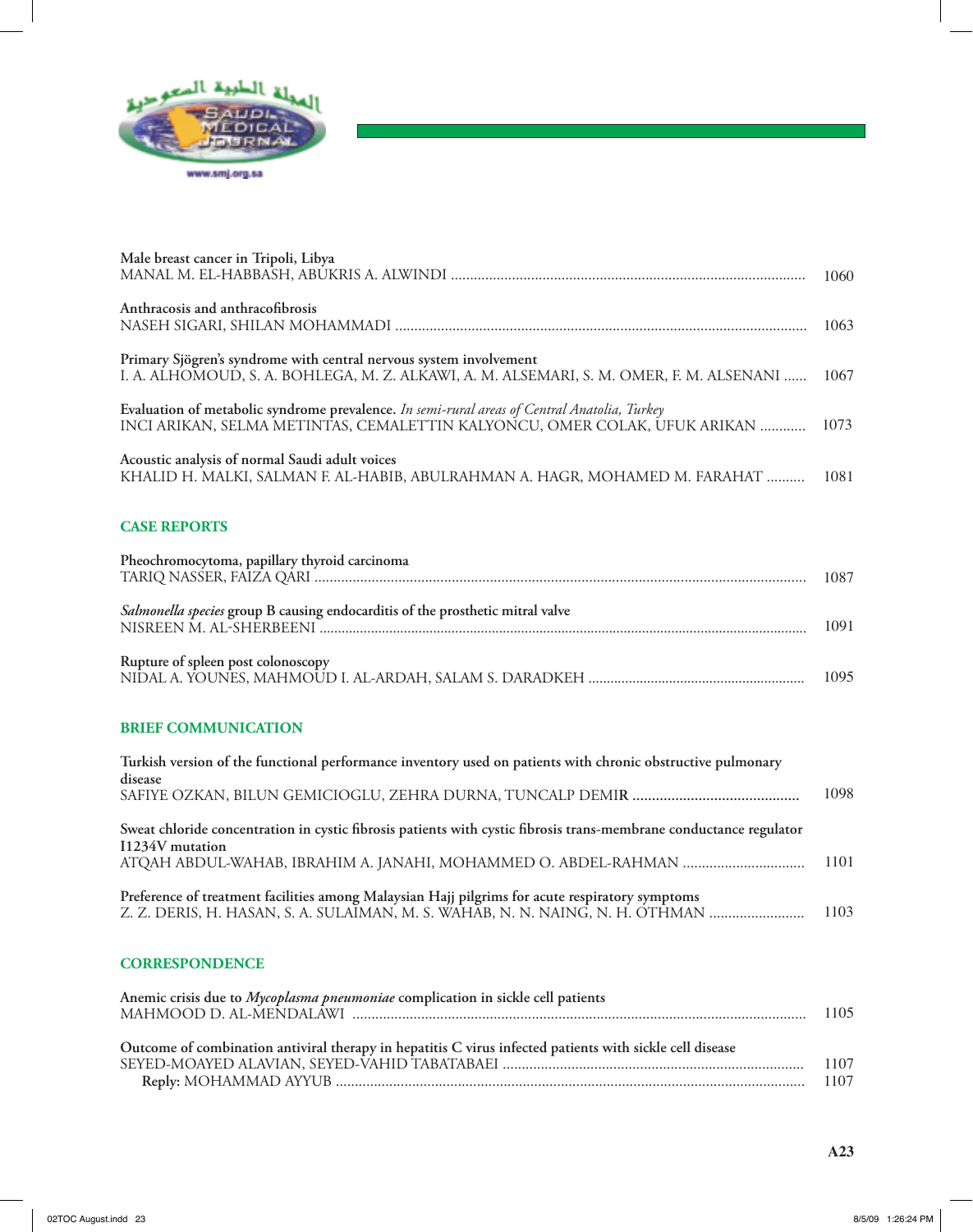Male breast cancer in Tripoli, Libya
MANAL M. EL-HABBASH, ABUKRIS A. ALWINDI ............................................................................................ 1060

Anthracosis and anthracofibrosis
NASEH SIGARI, SHILAN MOHAMMADI ............................................................................................ 1063

Primary Sjögren's syndrome with central nervous system involvement
I. A. ALHOMOUD, S. A. BOHLEGA, M. Z. ALKAWI, A. M. ALSEMARI, S. M. OMER, F. M. ALSENANI ...... 1067

Evaluation of metabolic syndrome prevalence. *In semi-rural areas of Central Anatolia, Turkey*
INCI ARIKAN, SELMA METINTAS, CEMALETTIN KALYONCU, OMER COLAK, UFUK ARIKAN ............ 1073

Acoustic analysis of normal Saudi adult voices
KHALID H. MALKI, SALMAN F. AL-HABIB, ABULRAHMAN A. HAGR, MOHAMED M. FARAHAT .......... 1081

## CASE REPORTS

Pheochromocytoma, papillary thyroid carcinoma
TARIQ NASSER, FAIZA QARI ............................................................................................ 1087

*Salmonella species* group B causing endocarditis of the prosthetic mitral valve
NISREEN M. AL-SHERBEENI ............................................................................................ 1091

Rupture of spleen post colonoscopy
NIDAL A. YOUNES, MAHMOUD I. AL-ARDAH, SALAM S. DARADKEH ............................................. 1095

## BRIEF COMMUNICATION

Turkish version of the functional performance inventory used on patients with chronic obstructive pulmonary disease
SAFIYE OZKAN, BILUN GEMICIOGLU, ZEHRA DURNA, TUNCALP DEMIR ........................................... 1098

Sweat chloride concentration in cystic fibrosis patients with cystic fibrosis trans-membrane conductance regulator I1234V mutation
ATQAH ABDUL-WAHAB, IBRAHIM A. JANAHI, MOHAMMED O. ABDEL-RAHMAN ................................ 1101

Preference of treatment facilities among Malaysian Hajj pilgrims for acute respiratory symptoms
Z. Z. DERIS, H. HASAN, S. A. SULAIMAN, M. S. WAHAB, N. N. NAING, N. H. OTHMAN ......................... 1103

## CORRESPONDENCE

Anemic crisis due to *Mycoplasma pneumoniae* complication in sickle cell patients
MAHMOOD D. AL-MENDALAWI ............................................................................................ 1105

Outcome of combination antiviral therapy in hepatitis C virus infected patients with sickle cell disease
SEYED-MOAYED ALAVIAN, SEYED-VAHID TABATABAEI ............................................................... 1107
**Reply:** MOHAMMAD AYYUB ............................................................................................ 1107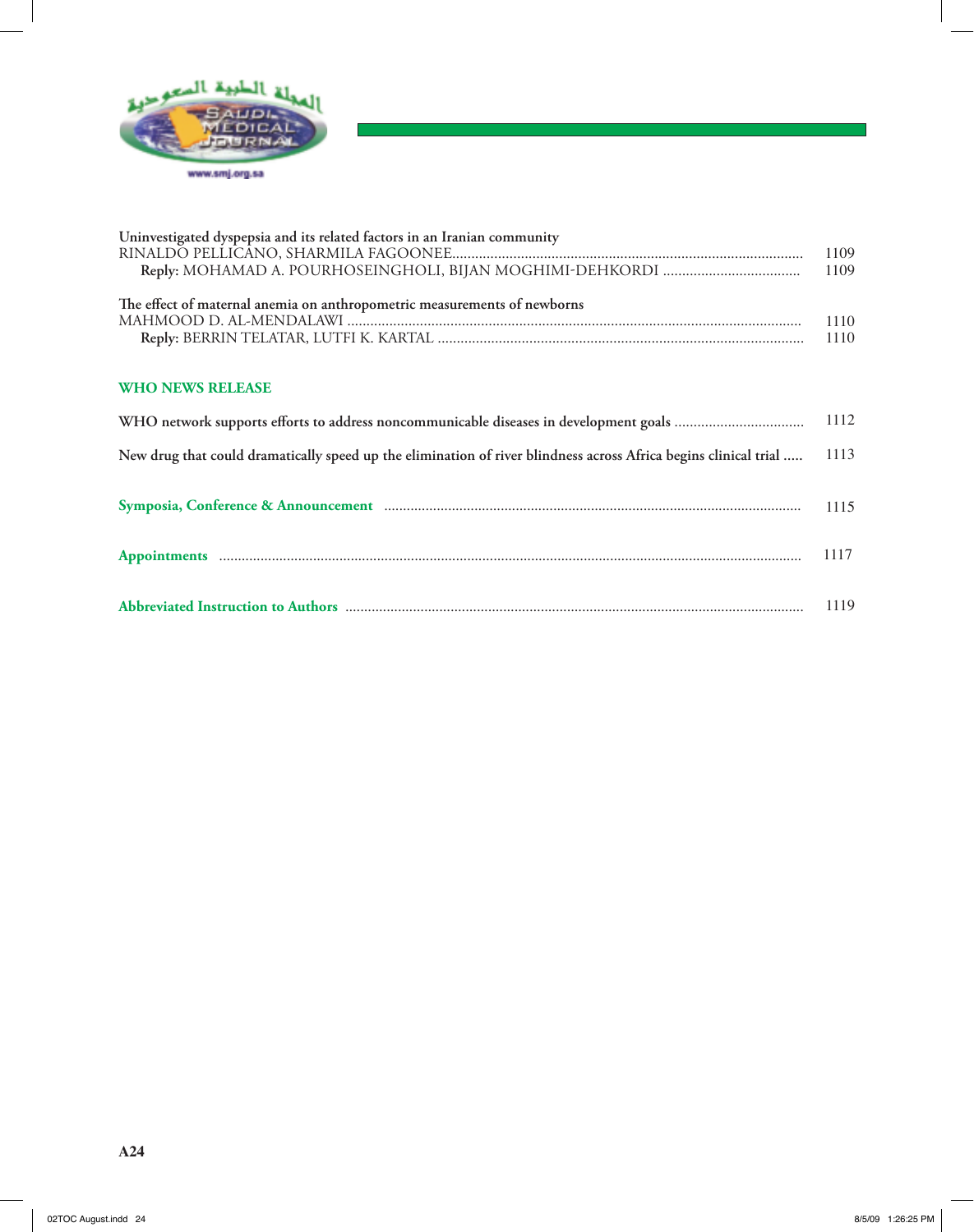**Uninvestigated dyspepsia and its related factors in an Iranian community**
RINALDO PELLICANO, SHARMILA FAGOONEE........................................................................................... 1109
**Reply:** MOHAMAD A. POURHOSEINGHOLI, BIJAN MOGHIMI-DEHKORDI .................................... 1109

**The effect of maternal anemia on anthropometric measurements of newborns**
MAHMOOD D. AL-MENDALAWI ...................................................................................................................... 1110
**Reply:** BERRIN TELATAR, LUTFI K. KARTAL ............................................................................................... 1110

## WHO NEWS RELEASE

**WHO network supports efforts to address noncommunicable diseases in development goals** .................................. 1112

**New drug that could dramatically speed up the elimination of river blindness across Africa begins clinical trial** ..... 1113

## Symposia, Conference & Announcement .............................................................................................. 1115

## Appointments .......................................................................................................................................... 1117

## Abbreviated Instruction to Authors ........................................................................................................ 1119